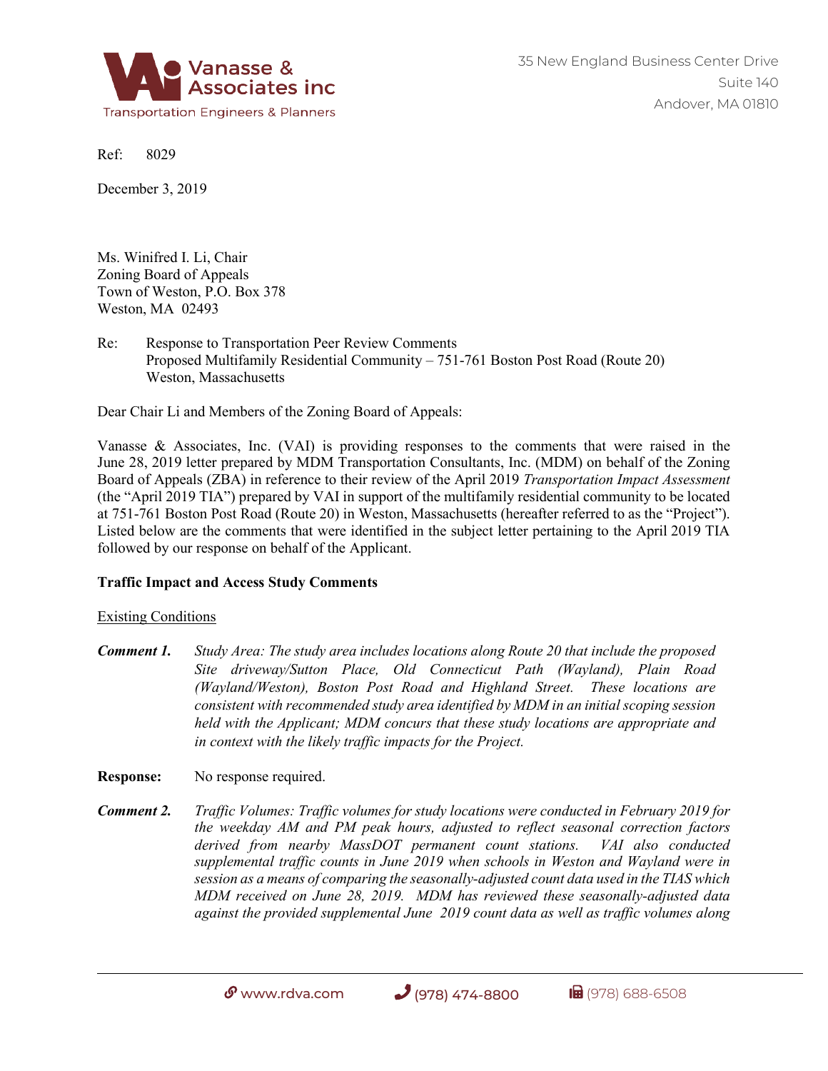Vanasse & Associates inc
Transportation Engineers & Planners

35 New England Business Center Drive
Suite 140
Andover, MA 01810

Ref: 8029

December 3, 2019

Ms. Winifred I. Li, Chair
Zoning Board of Appeals
Town of Weston, P.O. Box 378
Weston, MA 02493

Re: Response to Transportation Peer Review Comments
Proposed Multifamily Residential Community – 751-761 Boston Post Road (Route 20)
Weston, Massachusetts

Dear Chair Li and Members of the Zoning Board of Appeals:

Vanasse & Associates, Inc. (VAI) is providing responses to the comments that were raised in the June 28, 2019 letter prepared by MDM Transportation Consultants, Inc. (MDM) on behalf of the Zoning Board of Appeals (ZBA) in reference to their review of the April 2019 *Transportation Impact Assessment* (the "April 2019 TIA") prepared by VAI in support of the multifamily residential community to be located at 751-761 Boston Post Road (Route 20) in Weston, Massachusetts (hereafter referred to as the "Project"). Listed below are the comments that were identified in the subject letter pertaining to the April 2019 TIA followed by our response on behalf of the Applicant.

**Traffic Impact and Access Study Comments**

Existing Conditions

***Comment 1.*** *Study Area: The study area includes locations along Route 20 that include the proposed Site driveway/Sutton Place, Old Connecticut Path (Wayland), Plain Road (Wayland/Weston), Boston Post Road and Highland Street. These locations are consistent with recommended study area identified by MDM in an initial scoping session held with the Applicant; MDM concurs that these study locations are appropriate and in context with the likely traffic impacts for the Project.*

**Response:** No response required.

***Comment 2.*** *Traffic Volumes: Traffic volumes for study locations were conducted in February 2019 for the weekday AM and PM peak hours, adjusted to reflect seasonal correction factors derived from nearby MassDOT permanent count stations. VAI also conducted supplemental traffic counts in June 2019 when schools in Weston and Wayland were in session as a means of comparing the seasonally-adjusted count data used in the TIAS which MDM received on June 28, 2019. MDM has reviewed these seasonally-adjusted data against the provided supplemental June 2019 count data as well as traffic volumes along*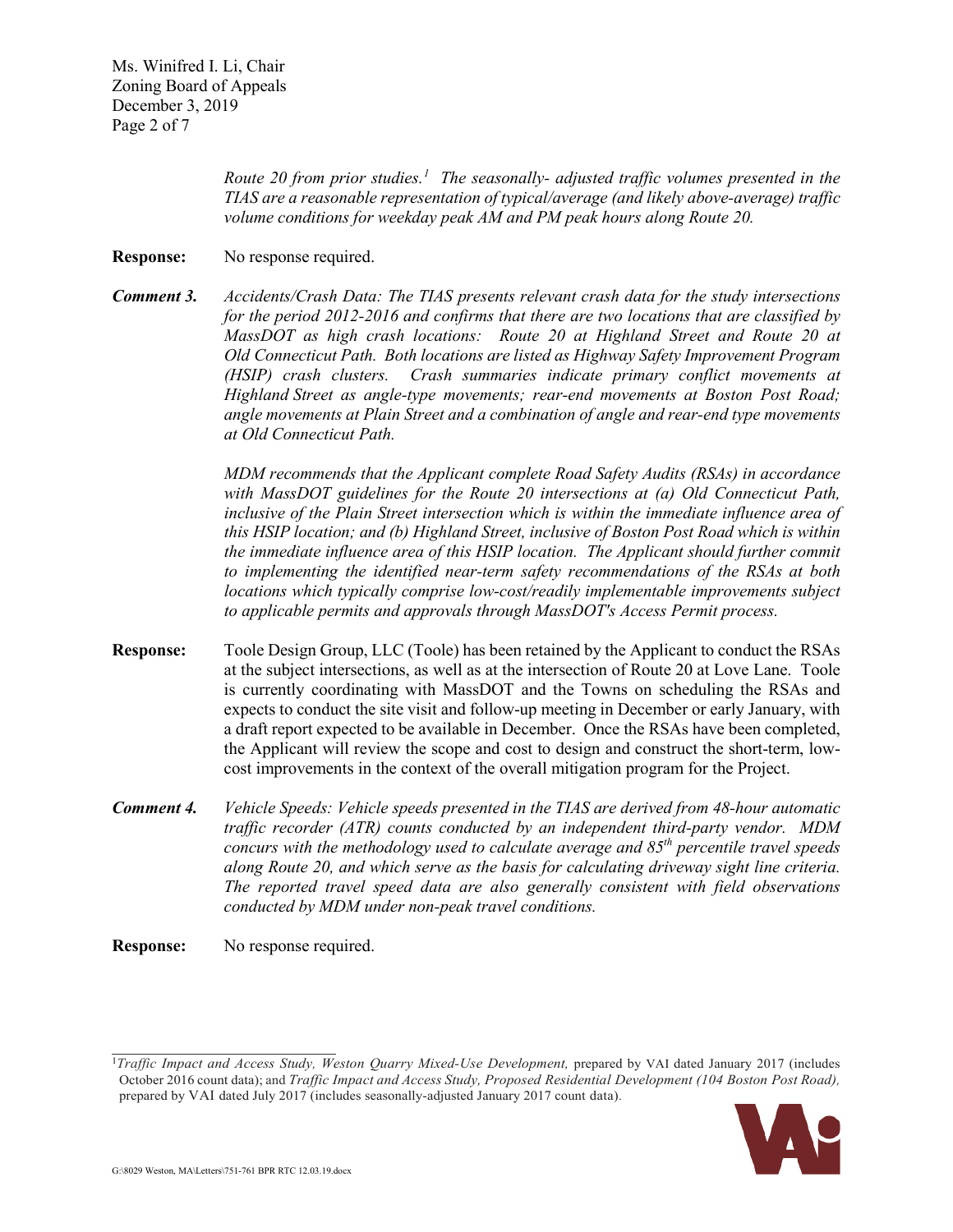*Route 20 from prior studies.*[1] *The seasonally- adjusted traffic volumes presented in the TIAS are a reasonable representation of typical/average (and likely above-average) traffic volume conditions for weekday peak AM and PM peak hours along Route 20.*

**Response:** No response required.

***Comment 3.*** *Accidents/Crash Data: The TIAS presents relevant crash data for the study intersections for the period 2012-2016 and confirms that there are two locations that are classified by MassDOT as high crash locations: Route 20 at Highland Street and Route 20 at Old Connecticut Path. Both locations are listed as Highway Safety Improvement Program (HSIP) crash clusters. Crash summaries indicate primary conflict movements at Highland Street as angle-type movements; rear-end movements at Boston Post Road; angle movements at Plain Street and a combination of angle and rear-end type movements at Old Connecticut Path.*

*MDM recommends that the Applicant complete Road Safety Audits (RSAs) in accordance with MassDOT guidelines for the Route 20 intersections at (a) Old Connecticut Path, inclusive of the Plain Street intersection which is within the immediate influence area of this HSIP location; and (b) Highland Street, inclusive of Boston Post Road which is within the immediate influence area of this HSIP location. The Applicant should further commit to implementing the identified near-term safety recommendations of the RSAs at both locations which typically comprise low-cost/readily implementable improvements subject to applicable permits and approvals through MassDOT's Access Permit process.*

**Response:** Toole Design Group, LLC (Toole) has been retained by the Applicant to conduct the RSAs at the subject intersections, as well as at the intersection of Route 20 at Love Lane. Toole is currently coordinating with MassDOT and the Towns on scheduling the RSAs and expects to conduct the site visit and follow-up meeting in December or early January, with a draft report expected to be available in December. Once the RSAs have been completed, the Applicant will review the scope and cost to design and construct the short-term, low-cost improvements in the context of the overall mitigation program for the Project.

***Comment 4.*** *Vehicle Speeds: Vehicle speeds presented in the TIAS are derived from 48-hour automatic traffic recorder (ATR) counts conducted by an independent third-party vendor. MDM concurs with the methodology used to calculate average and 85th percentile travel speeds along Route 20, and which serve as the basis for calculating driveway sight line criteria. The reported travel speed data are also generally consistent with field observations conducted by MDM under non-peak travel conditions.*

**Response:** No response required.

---

[1] *Traffic Impact and Access Study, Weston Quarry Mixed-Use Development,* prepared by VAI dated January 2017 (includes October 2016 count data); and *Traffic Impact and Access Study, Proposed Residential Development (104 Boston Post Road),* prepared by VAI dated July 2017 (includes seasonally-adjusted January 2017 count data).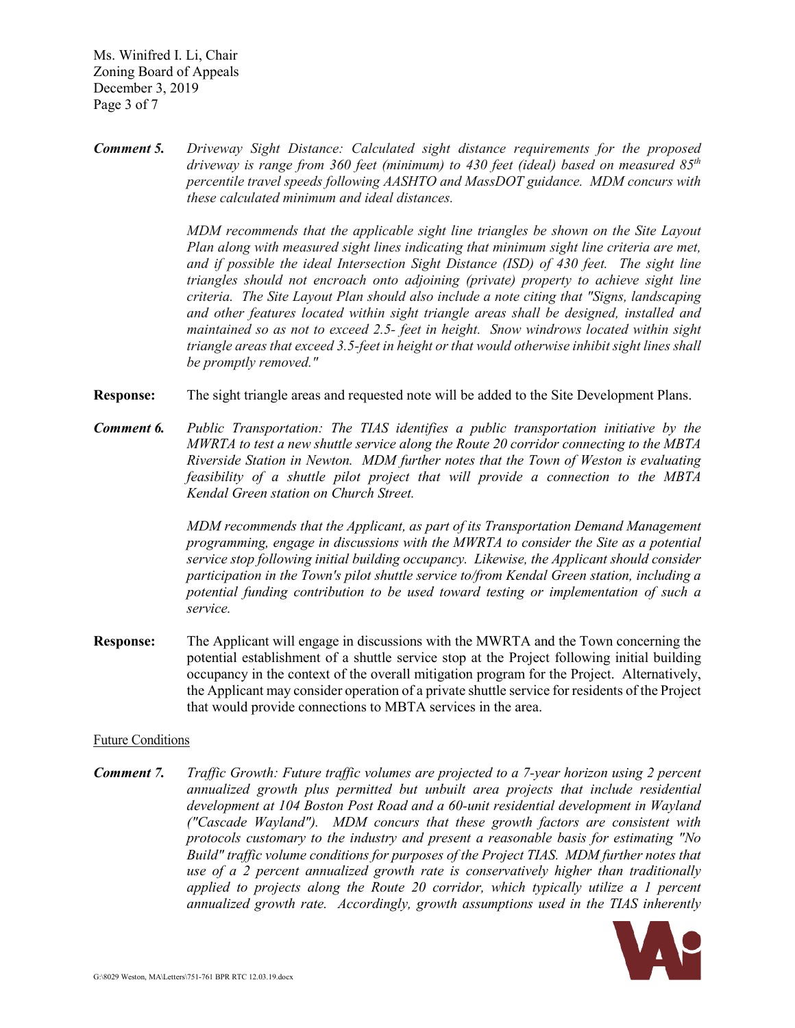***Comment 5.*** *Driveway Sight Distance: Calculated sight distance requirements for the proposed driveway is range from 360 feet (minimum) to 430 feet (ideal) based on measured 85th percentile travel speeds following AASHTO and MassDOT guidance. MDM concurs with these calculated minimum and ideal distances.*

*MDM recommends that the applicable sight line triangles be shown on the Site Layout Plan along with measured sight lines indicating that minimum sight line criteria are met, and if possible the ideal Intersection Sight Distance (ISD) of 430 feet. The sight line triangles should not encroach onto adjoining (private) property to achieve sight line criteria. The Site Layout Plan should also include a note citing that "Signs, landscaping and other features located within sight triangle areas shall be designed, installed and maintained so as not to exceed 2.5- feet in height. Snow windrows located within sight triangle areas that exceed 3.5-feet in height or that would otherwise inhibit sight lines shall be promptly removed."*

**Response:** The sight triangle areas and requested note will be added to the Site Development Plans.

***Comment 6.*** *Public Transportation: The TIAS identifies a public transportation initiative by the MWRTA to test a new shuttle service along the Route 20 corridor connecting to the MBTA Riverside Station in Newton. MDM further notes that the Town of Weston is evaluating feasibility of a shuttle pilot project that will provide a connection to the MBTA Kendal Green station on Church Street.*

*MDM recommends that the Applicant, as part of its Transportation Demand Management programming, engage in discussions with the MWRTA to consider the Site as a potential service stop following initial building occupancy. Likewise, the Applicant should consider participation in the Town's pilot shuttle service to/from Kendal Green station, including a potential funding contribution to be used toward testing or implementation of such a service.*

**Response:** The Applicant will engage in discussions with the MWRTA and the Town concerning the potential establishment of a shuttle service stop at the Project following initial building occupancy in the context of the overall mitigation program for the Project. Alternatively, the Applicant may consider operation of a private shuttle service for residents of the Project that would provide connections to MBTA services in the area.

Future Conditions

***Comment 7.*** *Traffic Growth: Future traffic volumes are projected to a 7-year horizon using 2 percent annualized growth plus permitted but unbuilt area projects that include residential development at 104 Boston Post Road and a 60-unit residential development in Wayland ("Cascade Wayland"). MDM concurs that these growth factors are consistent with protocols customary to the industry and present a reasonable basis for estimating "No Build" traffic volume conditions for purposes of the Project TIAS. MDM further notes that use of a 2 percent annualized growth rate is conservatively higher than traditionally applied to projects along the Route 20 corridor, which typically utilize a 1 percent annualized growth rate. Accordingly, growth assumptions used in the TIAS inherently*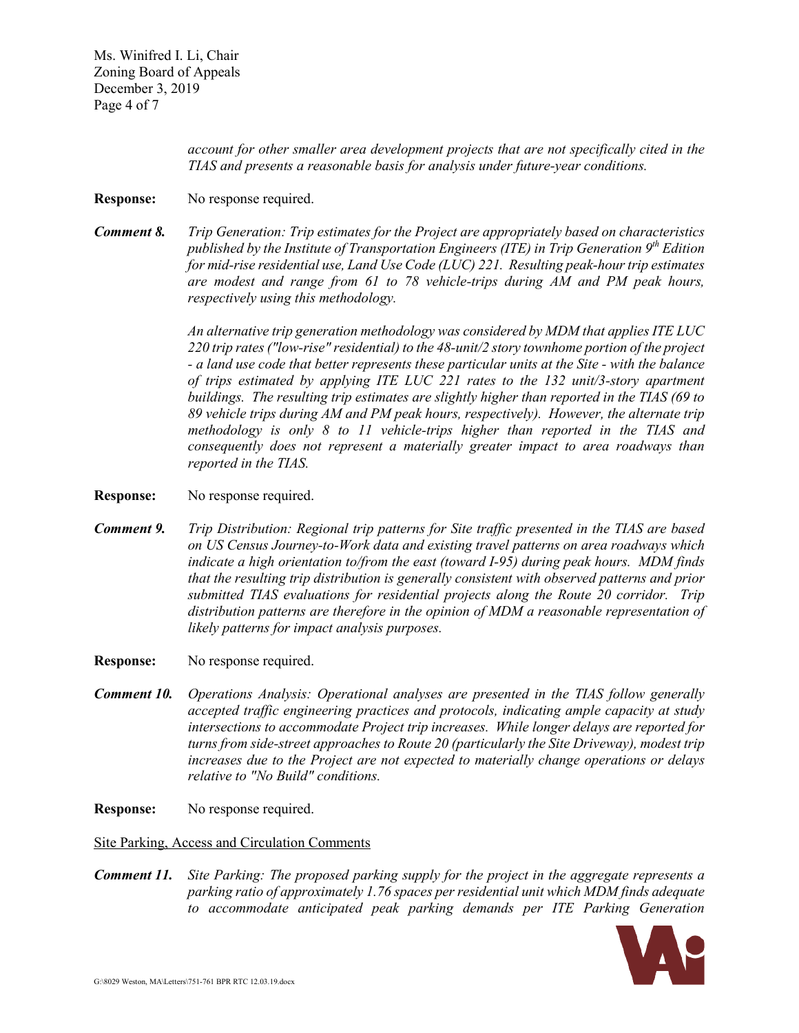*account for other smaller area development projects that are not specifically cited in the TIAS and presents a reasonable basis for analysis under future-year conditions.*

**Response:** No response required.

***Comment 8.*** *Trip Generation: Trip estimates for the Project are appropriately based on characteristics published by the Institute of Transportation Engineers (ITE) in Trip Generation 9th Edition for mid-rise residential use, Land Use Code (LUC) 221. Resulting peak-hour trip estimates are modest and range from 61 to 78 vehicle-trips during AM and PM peak hours, respectively using this methodology.*

*An alternative trip generation methodology was considered by MDM that applies ITE LUC 220 trip rates ("low-rise" residential) to the 48-unit/2 story townhome portion of the project - a land use code that better represents these particular units at the Site - with the balance of trips estimated by applying ITE LUC 221 rates to the 132 unit/3-story apartment buildings. The resulting trip estimates are slightly higher than reported in the TIAS (69 to 89 vehicle trips during AM and PM peak hours, respectively). However, the alternate trip methodology is only 8 to 11 vehicle-trips higher than reported in the TIAS and consequently does not represent a materially greater impact to area roadways than reported in the TIAS.*

**Response:** No response required.

***Comment 9.*** *Trip Distribution: Regional trip patterns for Site traffic presented in the TIAS are based on US Census Journey-to-Work data and existing travel patterns on area roadways which indicate a high orientation to/from the east (toward I-95) during peak hours. MDM finds that the resulting trip distribution is generally consistent with observed patterns and prior submitted TIAS evaluations for residential projects along the Route 20 corridor. Trip distribution patterns are therefore in the opinion of MDM a reasonable representation of likely patterns for impact analysis purposes.*

**Response:** No response required.

***Comment 10.*** *Operations Analysis: Operational analyses are presented in the TIAS follow generally accepted traffic engineering practices and protocols, indicating ample capacity at study intersections to accommodate Project trip increases. While longer delays are reported for turns from side-street approaches to Route 20 (particularly the Site Driveway), modest trip increases due to the Project are not expected to materially change operations or delays relative to "No Build" conditions.*

**Response:** No response required.

<u>Site Parking, Access and Circulation Comments</u>

***Comment 11.*** *Site Parking: The proposed parking supply for the project in the aggregate represents a parking ratio of approximately 1.76 spaces per residential unit which MDM finds adequate to accommodate anticipated peak parking demands per ITE Parking Generation*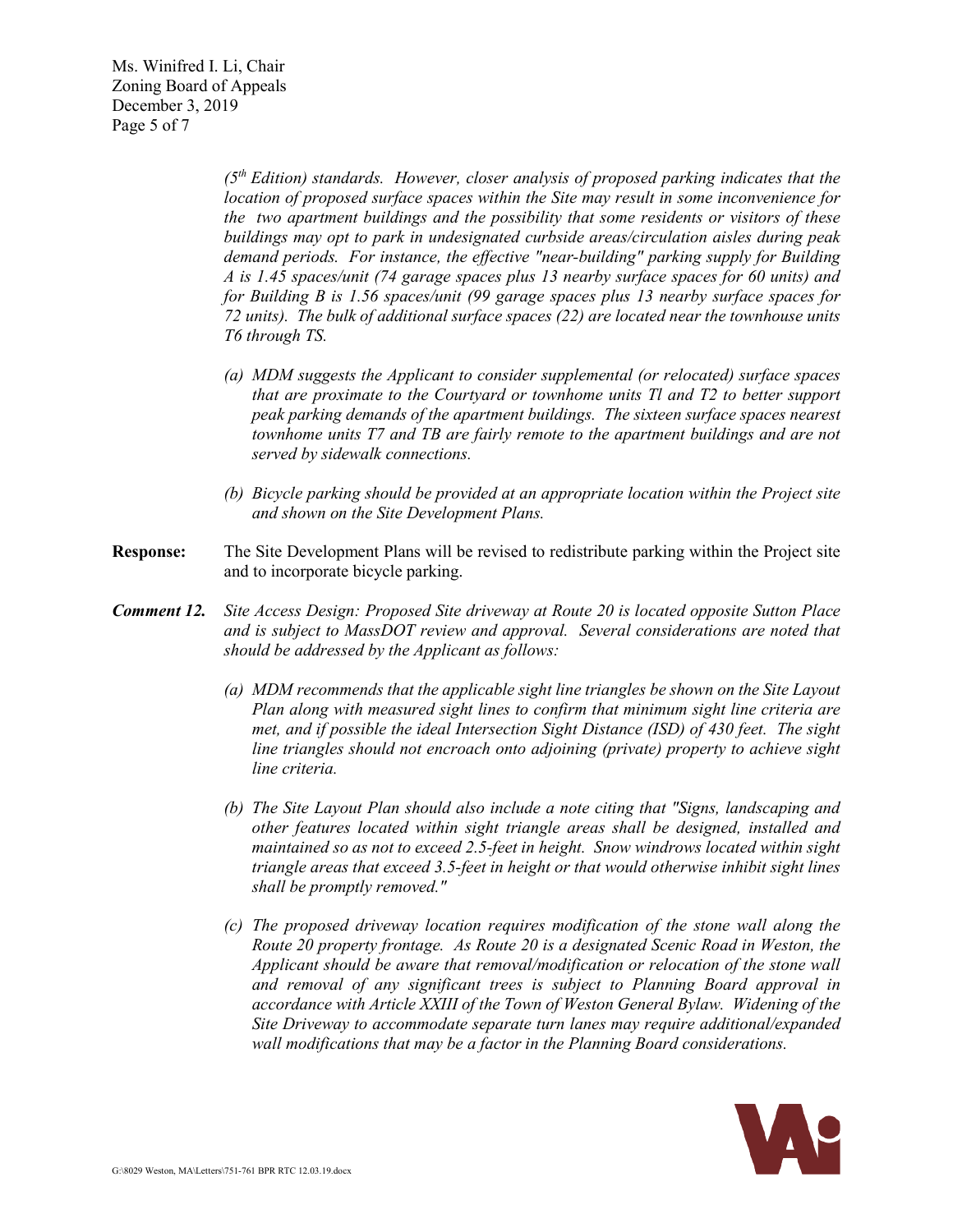*(5th Edition) standards. However, closer analysis of proposed parking indicates that the location of proposed surface spaces within the Site may result in some inconvenience for the two apartment buildings and the possibility that some residents or visitors of these buildings may opt to park in undesignated curbside areas/circulation aisles during peak demand periods. For instance, the effective "near-building" parking supply for Building A is 1.45 spaces/unit (74 garage spaces plus 13 nearby surface spaces for 60 units) and for Building B is 1.56 spaces/unit (99 garage spaces plus 13 nearby surface spaces for 72 units). The bulk of additional surface spaces (22) are located near the townhouse units T6 through TS.*

*(a) MDM suggests the Applicant to consider supplemental (or relocated) surface spaces that are proximate to the Courtyard or townhome units Tl and T2 to better support peak parking demands of the apartment buildings. The sixteen surface spaces nearest townhome units T7 and TB are fairly remote to the apartment buildings and are not served by sidewalk connections.*

*(b) Bicycle parking should be provided at an appropriate location within the Project site and shown on the Site Development Plans.*

**Response:** The Site Development Plans will be revised to redistribute parking within the Project site and to incorporate bicycle parking.

***Comment 12.*** *Site Access Design: Proposed Site driveway at Route 20 is located opposite Sutton Place and is subject to MassDOT review and approval. Several considerations are noted that should be addressed by the Applicant as follows:*

*(a) MDM recommends that the applicable sight line triangles be shown on the Site Layout Plan along with measured sight lines to confirm that minimum sight line criteria are met, and if possible the ideal Intersection Sight Distance (ISD) of 430 feet. The sight line triangles should not encroach onto adjoining (private) property to achieve sight line criteria.*

*(b) The Site Layout Plan should also include a note citing that "Signs, landscaping and other features located within sight triangle areas shall be designed, installed and maintained so as not to exceed 2.5-feet in height. Snow windrows located within sight triangle areas that exceed 3.5-feet in height or that would otherwise inhibit sight lines shall be promptly removed."*

*(c) The proposed driveway location requires modification of the stone wall along the Route 20 property frontage. As Route 20 is a designated Scenic Road in Weston, the Applicant should be aware that removal/modification or relocation of the stone wall and removal of any significant trees is subject to Planning Board approval in accordance with Article XXIII of the Town of Weston General Bylaw. Widening of the Site Driveway to accommodate separate turn lanes may require additional/expanded wall modifications that may be a factor in the Planning Board considerations.*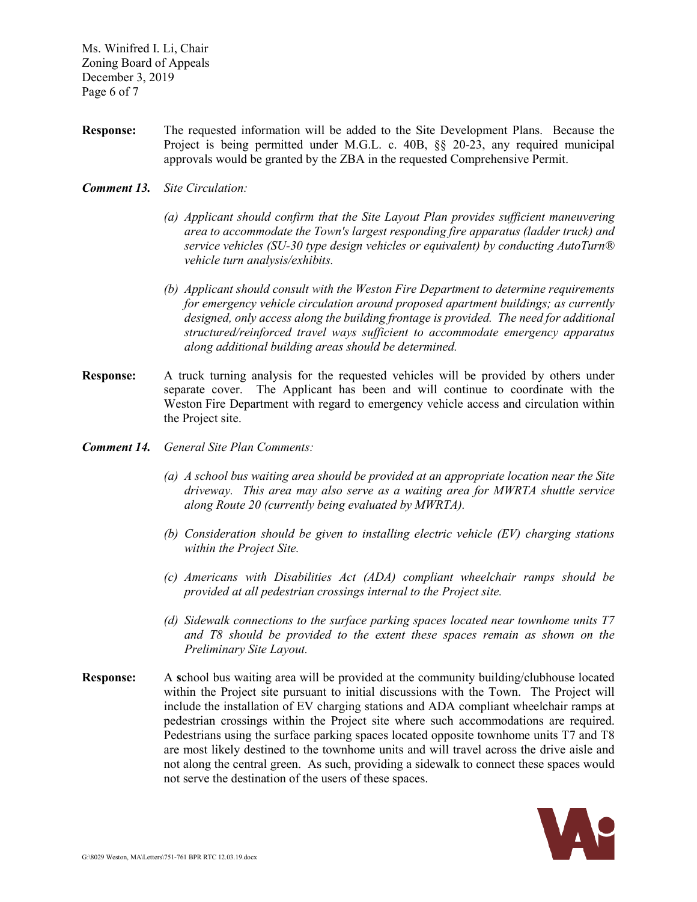**Response:** The requested information will be added to the Site Development Plans. Because the Project is being permitted under M.G.L. c. 40B, §§ 20-23, any required municipal approvals would be granted by the ZBA in the requested Comprehensive Permit.

***Comment 13.*** *Site Circulation:*

*(a) Applicant should confirm that the Site Layout Plan provides sufficient maneuvering area to accommodate the Town's largest responding fire apparatus (ladder truck) and service vehicles (SU-30 type design vehicles or equivalent) by conducting AutoTurn® vehicle turn analysis/exhibits.*

*(b) Applicant should consult with the Weston Fire Department to determine requirements for emergency vehicle circulation around proposed apartment buildings; as currently designed, only access along the building frontage is provided. The need for additional structured/reinforced travel ways sufficient to accommodate emergency apparatus along additional building areas should be determined.*

**Response:** A truck turning analysis for the requested vehicles will be provided by others under separate cover. The Applicant has been and will continue to coordinate with the Weston Fire Department with regard to emergency vehicle access and circulation within the Project site.

***Comment 14.*** *General Site Plan Comments:*

*(a) A school bus waiting area should be provided at an appropriate location near the Site driveway. This area may also serve as a waiting area for MWRTA shuttle service along Route 20 (currently being evaluated by MWRTA).*

*(b) Consideration should be given to installing electric vehicle (EV) charging stations within the Project Site.*

*(c) Americans with Disabilities Act (ADA) compliant wheelchair ramps should be provided at all pedestrian crossings internal to the Project site.*

*(d) Sidewalk connections to the surface parking spaces located near townhome units T7 and T8 should be provided to the extent these spaces remain as shown on the Preliminary Site Layout.*

**Response:** A school bus waiting area will be provided at the community building/clubhouse located within the Project site pursuant to initial discussions with the Town. The Project will include the installation of EV charging stations and ADA compliant wheelchair ramps at pedestrian crossings within the Project site where such accommodations are required. Pedestrians using the surface parking spaces located opposite townhome units T7 and T8 are most likely destined to the townhome units and will travel across the drive aisle and not along the central green. As such, providing a sidewalk to connect these spaces would not serve the destination of the users of these spaces.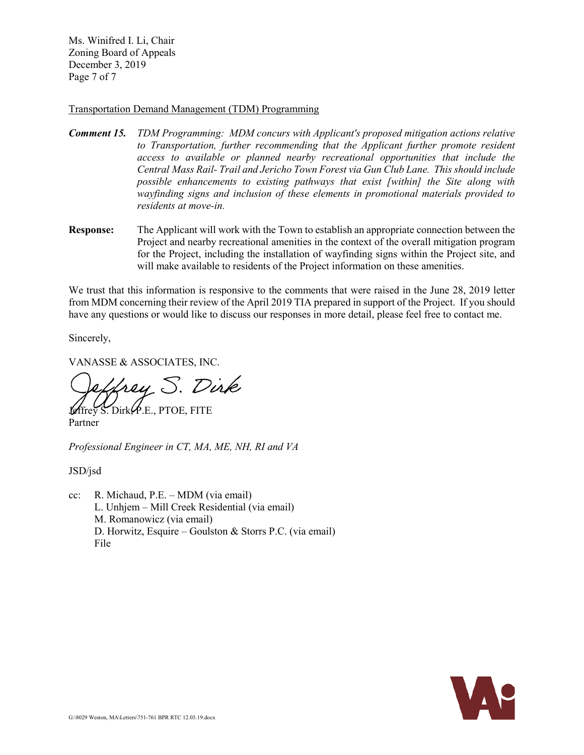Ms. Winifred I. Li, Chair
Zoning Board of Appeals
December 3, 2019

Transportation Demand Management (TDM) Programming

***Comment 15.*** *TDM Programming: MDM concurs with Applicant's proposed mitigation actions relative to Transportation, further recommending that the Applicant further promote resident access to available or planned nearby recreational opportunities that include the Central Mass Rail- Trail and Jericho Town Forest via Gun Club Lane. This should include possible enhancements to existing pathways that exist [within] the Site along with wayfinding signs and inclusion of these elements in promotional materials provided to residents at move-in.*

**Response:** The Applicant will work with the Town to establish an appropriate connection between the Project and nearby recreational amenities in the context of the overall mitigation program for the Project, including the installation of wayfinding signs within the Project site, and will make available to residents of the Project information on these amenities.

We trust that this information is responsive to the comments that were raised in the June 28, 2019 letter from MDM concerning their review of the April 2019 TIA prepared in support of the Project. If you should have any questions or would like to discuss our responses in more detail, please feel free to contact me.

Sincerely,

VANASSE & ASSOCIATES, INC.

Jeffrey S. Dirk

Jeffrey S. Dirk, P.E., PTOE, FITE
Partner

*Professional Engineer in CT, MA, ME, NH, RI and VA*

JSD/jsd

cc: R. Michaud, P.E. – MDM (via email)
L. Unhjem – Mill Creek Residential (via email)
M. Romanowicz (via email)
D. Horwitz, Esquire – Goulston & Storrs P.C. (via email)
File

G:\8029 Weston, MA\Letters\751-761 BPR RTC 12.03.19.docx